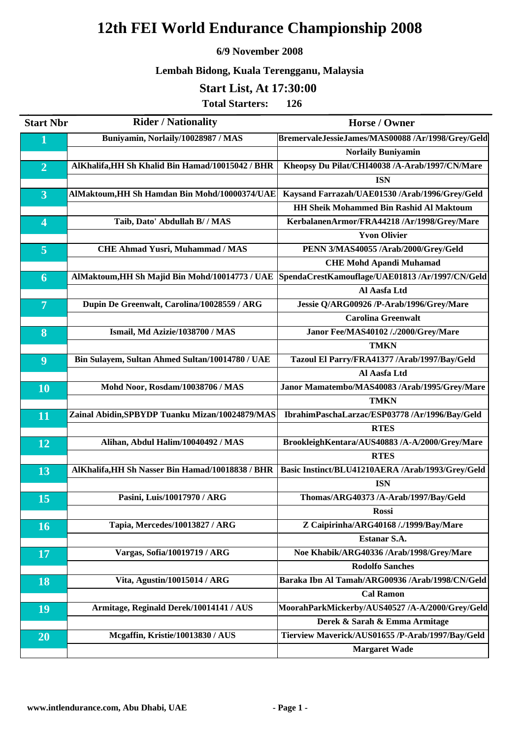# 12th FEI World Endurance Championship 2008

**6/9 November 2008**

**Lembah Bidong, Kuala Terengganu, Malaysia**

## Start List, At 17:30:00

**Total Starters: 126**

| Start Nbr | Rider / Nationality | Horse / Owner |
|---|---|---|
| 1 | Buniyamin, Norlaily/10028987 / MAS | BremervaleJessieJames/MAS00088 /Ar/1998/Grey/Geld |
| | | Norlaily Buniyamin |
| 2 | AlKhalifa,HH Sh Khalid Bin Hamad/10015042 / BHR | Kheopsy Du Pilat/CHI40038 /A-Arab/1997/CN/Mare |
| | | ISN |
| 3 | AlMaktoum,HH Sh Hamdan Bin Mohd/10000374/UAE | Kaysand Farrazah/UAE01530 /Arab/1996/Grey/Geld |
| | | HH Sheik Mohammed Bin Rashid Al Maktoum |
| 4 | Taib, Dato' Abdullah B/ / MAS | KerbalanenArmor/FRA44218 /Ar/1998/Grey/Mare |
| | | Yvon Olivier |
| 5 | CHE Ahmad Yusri, Muhammad / MAS | PENN 3/MAS40055 /Arab/2000/Grey/Geld |
| | | CHE Mohd Apandi Muhamad |
| 6 | AlMaktoum,HH Sh Majid Bin Mohd/10014773 / UAE | SpendaCrestKamouflage/UAE01813 /Ar/1997/CN/Geld |
| | | Al Aasfa Ltd |
| 7 | Dupin De Greenwalt, Carolina/10028559 / ARG | Jessie Q/ARG00926 /P-Arab/1996/Grey/Mare |
| | | Carolina Greenwalt |
| 8 | Ismail, Md Azizie/1038700 / MAS | Janor Fee/MAS40102 /./2000/Grey/Mare |
| | | TMKN |
| 9 | Bin Sulayem, Sultan Ahmed Sultan/10014780 / UAE | Tazoul El Parry/FRA41377 /Arab/1997/Bay/Geld |
| | | Al Aasfa Ltd |
| 10 | Mohd Noor, Rosdam/10038706 / MAS | Janor Mamatembo/MAS40083 /Arab/1995/Grey/Mare |
| | | TMKN |
| 11 | Zainal Abidin,SPBYDP Tuanku Mizan/10024879/MAS | IbrahimPaschaLarzac/ESP03778 /Ar/1996/Bay/Geld |
| | | RTES |
| 12 | Alihan, Abdul Halim/10040492 / MAS | BrookleighKentara/AUS40883 /A-A/2000/Grey/Mare |
| | | RTES |
| 13 | AlKhalifa,HH Sh Nasser Bin Hamad/10018838 / BHR | Basic Instinct/BLU41210AERA /Arab/1993/Grey/Geld |
| | | ISN |
| 15 | Pasini, Luis/10017970 / ARG | Thomas/ARG40373 /A-Arab/1997/Bay/Geld |
| | | Rossi |
| 16 | Tapia, Mercedes/10013827 / ARG | Z Caipirinha/ARG40168 /./1999/Bay/Mare |
| | | Estanar S.A. |
| 17 | Vargas, Sofia/10019719 / ARG | Noe Khabik/ARG40336 /Arab/1998/Grey/Mare |
| | | Rodolfo Sanches |
| 18 | Vita, Agustin/10015014 / ARG | Baraka Ibn Al Tamah/ARG00936 /Arab/1998/CN/Geld |
| | | Cal Ramon |
| 19 | Armitage, Reginald Derek/10014141 / AUS | MoorahParkMickerby/AUS40527 /A-A/2000/Grey/Geld |
| | | Derek & Sarah & Emma Armitage |
| 20 | Mcgaffin, Kristie/10013830 / AUS | Tierview Maverick/AUS01655 /P-Arab/1997/Bay/Geld |
| | | Margaret Wade |

www.intlendurance.com, Abu Dhabi, UAE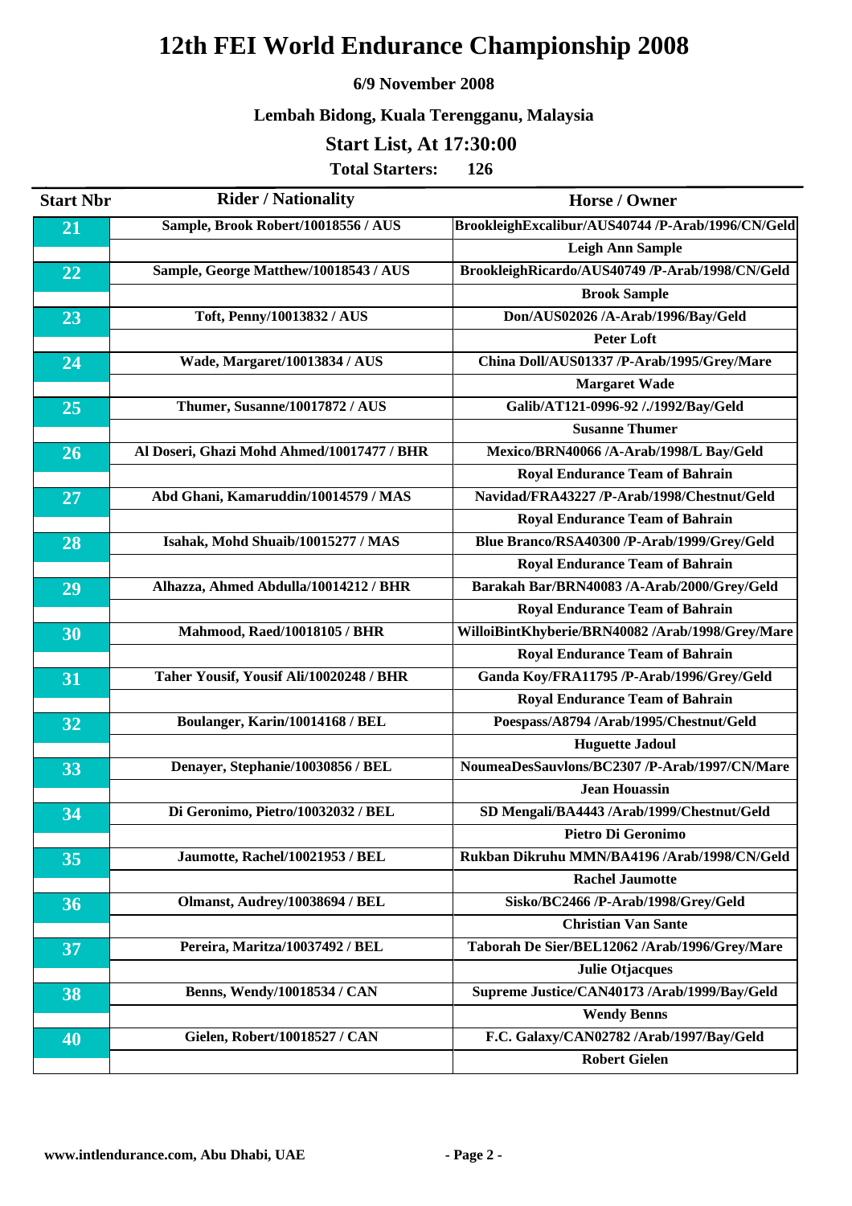# 12th FEI World Endurance Championship 2008

**6/9 November 2008**

**Lembah Bidong, Kuala Terengganu, Malaysia**

## Start List, At 17:30:00

**Total Starters: 126**

| Start Nbr | Rider / Nationality | Horse / Owner |
|---|---|---|
| 21 | Sample, Brook Robert/10018556 / AUS | BrookleighExcalibur/AUS40744 /P-Arab/1996/CN/Geld |
| | | Leigh Ann Sample |
| 22 | Sample, George Matthew/10018543 / AUS | BrookleighRicardo/AUS40749 /P-Arab/1998/CN/Geld |
| | | Brook Sample |
| 23 | Toft, Penny/10013832 / AUS | Don/AUS02026 /A-Arab/1996/Bay/Geld |
| | | Peter Loft |
| 24 | Wade, Margaret/10013834 / AUS | China Doll/AUS01337 /P-Arab/1995/Grey/Mare |
| | | Margaret Wade |
| 25 | Thumer, Susanne/10017872 / AUS | Galib/AT121-0996-92 /./1992/Bay/Geld |
| | | Susanne Thumer |
| 26 | Al Doseri, Ghazi Mohd Ahmed/10017477 / BHR | Mexico/BRN40066 /A-Arab/1998/L Bay/Geld |
| | | Royal Endurance Team of Bahrain |
| 27 | Abd Ghani, Kamaruddin/10014579 / MAS | Navidad/FRA43227 /P-Arab/1998/Chestnut/Geld |
| | | Royal Endurance Team of Bahrain |
| 28 | Isahak, Mohd Shuaib/10015277 / MAS | Blue Branco/RSA40300 /P-Arab/1999/Grey/Geld |
| | | Royal Endurance Team of Bahrain |
| 29 | Alhazza, Ahmed Abdulla/10014212 / BHR | Barakah Bar/BRN40083 /A-Arab/2000/Grey/Geld |
| | | Royal Endurance Team of Bahrain |
| 30 | Mahmood, Raed/10018105 / BHR | WilloiBintKhyberie/BRN40082 /Arab/1998/Grey/Mare |
| | | Royal Endurance Team of Bahrain |
| 31 | Taher Yousif, Yousif Ali/10020248 / BHR | Ganda Koy/FRA11795 /P-Arab/1996/Grey/Geld |
| | | Royal Endurance Team of Bahrain |
| 32 | Boulanger, Karin/10014168 / BEL | Poespass/A8794 /Arab/1995/Chestnut/Geld |
| | | Huguette Jadoul |
| 33 | Denayer, Stephanie/10030856 / BEL | NoumeaDesSauvlons/BC2307 /P-Arab/1997/CN/Mare |
| | | Jean Houassin |
| 34 | Di Geronimo, Pietro/10032032 / BEL | SD Mengali/BA4443 /Arab/1999/Chestnut/Geld |
| | | Pietro Di Geronimo |
| 35 | Jaumotte, Rachel/10021953 / BEL | Rukban Dikruhu MMN/BA4196 /Arab/1998/CN/Geld |
| | | Rachel Jaumotte |
| 36 | Olmanst, Audrey/10038694 / BEL | Sisko/BC2466 /P-Arab/1998/Grey/Geld |
| | | Christian Van Sante |
| 37 | Pereira, Maritza/10037492 / BEL | Taborah De Sier/BEL12062 /Arab/1996/Grey/Mare |
| | | Julie Otjacques |
| 38 | Benns, Wendy/10018534 / CAN | Supreme Justice/CAN40173 /Arab/1999/Bay/Geld |
| | | Wendy Benns |
| 40 | Gielen, Robert/10018527 / CAN | F.C. Galaxy/CAN02782 /Arab/1997/Bay/Geld |
| | | Robert Gielen |

www.intlendurance.com, Abu Dhabi, UAE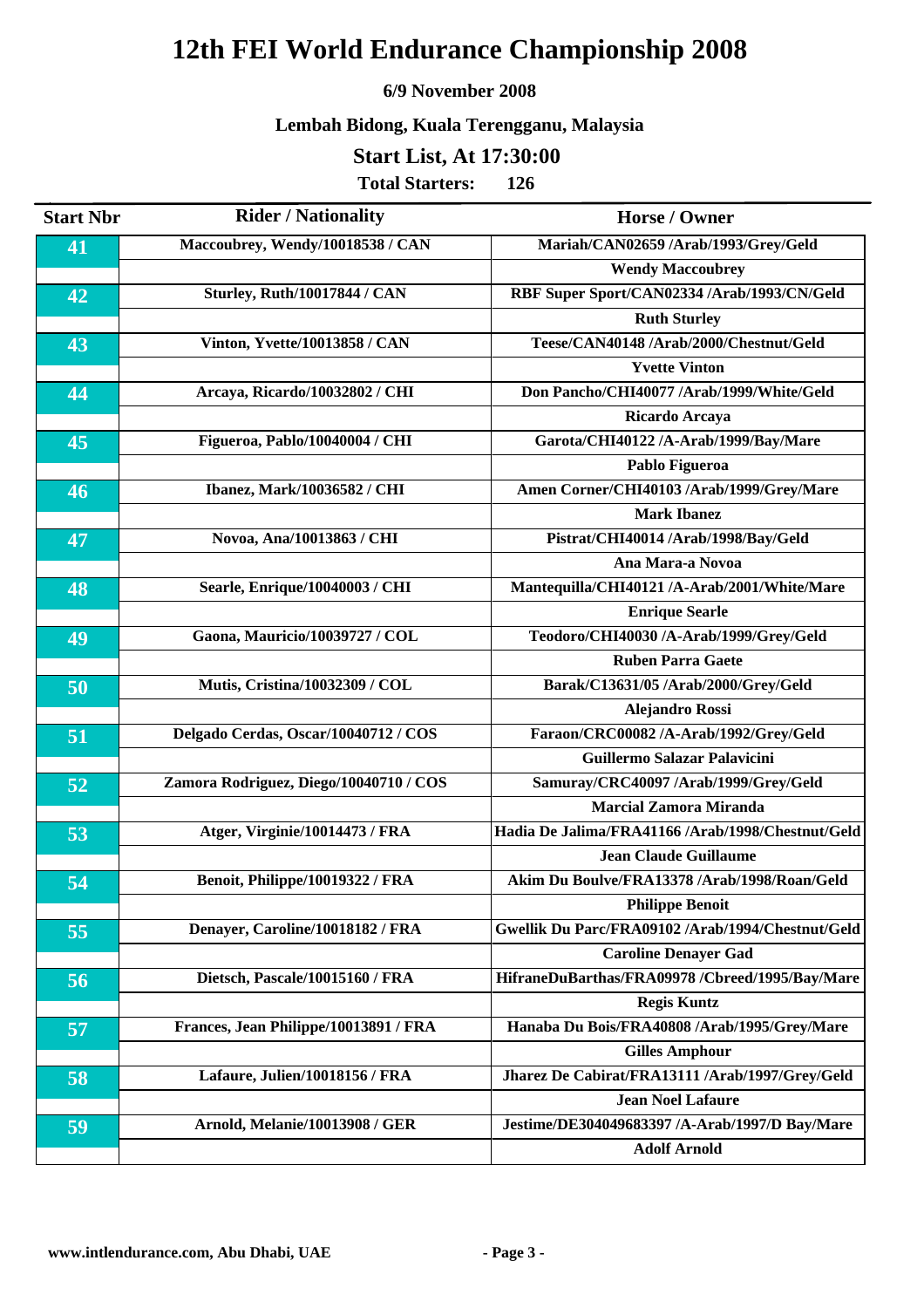# 12th FEI World Endurance Championship 2008

**6/9 November 2008**

**Lembah Bidong, Kuala Terengganu, Malaysia**

## Start List, At 17:30:00

**Total Starters: 126**

| Start Nbr | Rider / Nationality | Horse / Owner |
|---|---|---|
| 41 | Maccoubrey, Wendy/10018538 / CAN | Mariah/CAN02659 /Arab/1993/Grey/Geld |
| | | Wendy Maccoubrey |
| 42 | Sturley, Ruth/10017844 / CAN | RBF Super Sport/CAN02334 /Arab/1993/CN/Geld |
| | | Ruth Sturley |
| 43 | Vinton, Yvette/10013858 / CAN | Teese/CAN40148 /Arab/2000/Chestnut/Geld |
| | | Yvette Vinton |
| 44 | Arcaya, Ricardo/10032802 / CHI | Don Pancho/CHI40077 /Arab/1999/White/Geld |
| | | Ricardo Arcaya |
| 45 | Figueroa, Pablo/10040004 / CHI | Garota/CHI40122 /A-Arab/1999/Bay/Mare |
| | | Pablo Figueroa |
| 46 | Ibanez, Mark/10036582 / CHI | Amen Corner/CHI40103 /Arab/1999/Grey/Mare |
| | | Mark Ibanez |
| 47 | Novoa, Ana/10013863 / CHI | Pistrat/CHI40014 /Arab/1998/Bay/Geld |
| | | Ana Mara-a Novoa |
| 48 | Searle, Enrique/10040003 / CHI | Mantequilla/CHI40121 /A-Arab/2001/White/Mare |
| | | Enrique Searle |
| 49 | Gaona, Mauricio/10039727 / COL | Teodoro/CHI40030 /A-Arab/1999/Grey/Geld |
| | | Ruben Parra Gaete |
| 50 | Mutis, Cristina/10032309 / COL | Barak/C13631/05 /Arab/2000/Grey/Geld |
| | | Alejandro Rossi |
| 51 | Delgado Cerdas, Oscar/10040712 / COS | Faraon/CRC00082 /A-Arab/1992/Grey/Geld |
| | | Guillermo Salazar Palavicini |
| 52 | Zamora Rodriguez, Diego/10040710 / COS | Samuray/CRC40097 /Arab/1999/Grey/Geld |
| | | Marcial Zamora Miranda |
| 53 | Atger, Virginie/10014473 / FRA | Hadia De Jalima/FRA41166 /Arab/1998/Chestnut/Geld |
| | | Jean Claude Guillaume |
| 54 | Benoit, Philippe/10019322 / FRA | Akim Du Boulve/FRA13378 /Arab/1998/Roan/Geld |
| | | Philippe Benoit |
| 55 | Denayer, Caroline/10018182 / FRA | Gwellik Du Parc/FRA09102 /Arab/1994/Chestnut/Geld |
| | | Caroline Denayer Gad |
| 56 | Dietsch, Pascale/10015160 / FRA | HifraneDuBarthas/FRA09978 /Cbreed/1995/Bay/Mare |
| | | Regis Kuntz |
| 57 | Frances, Jean Philippe/10013891 / FRA | Hanaba Du Bois/FRA40808 /Arab/1995/Grey/Mare |
| | | Gilles Amphour |
| 58 | Lafaure, Julien/10018156 / FRA | Jharez De Cabirat/FRA13111 /Arab/1997/Grey/Geld |
| | | Jean Noel Lafaure |
| 59 | Arnold, Melanie/10013908 / GER | Jestime/DE304049683397 /A-Arab/1997/D Bay/Mare |
| | | Adolf Arnold |

www.intlendurance.com, Abu Dhabi, UAE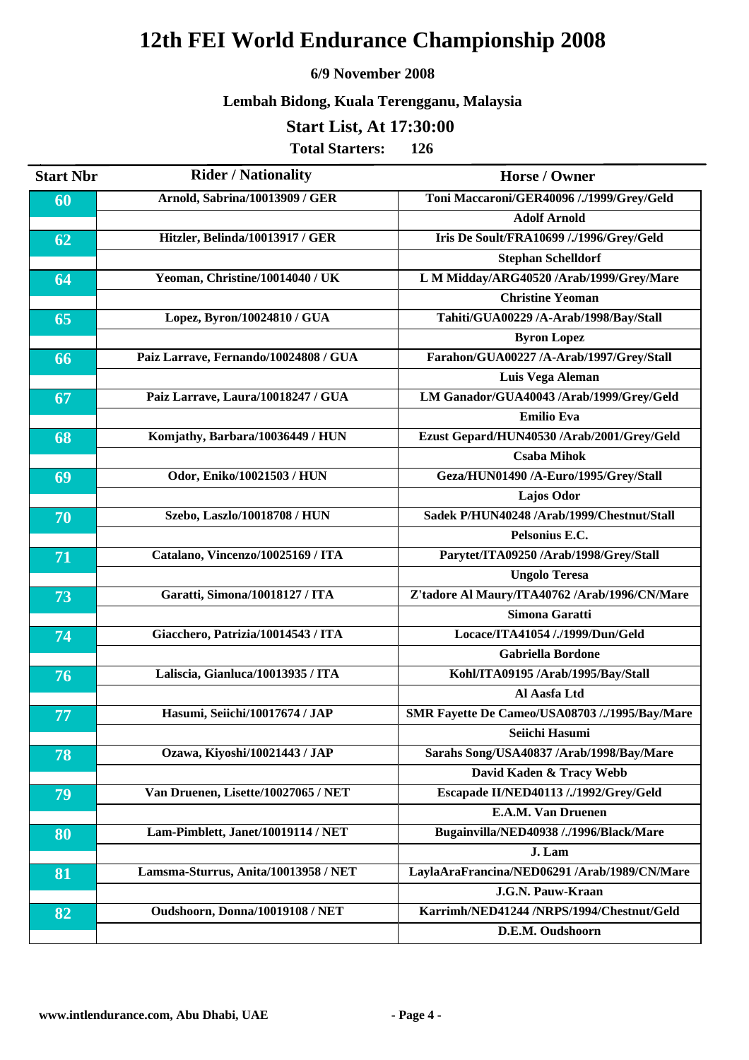# 12th FEI World Endurance Championship 2008

**6/9 November 2008**

**Lembah Bidong, Kuala Terengganu, Malaysia**

## Start List, At 17:30:00

**Total Starters: 126**

| Start Nbr | Rider / Nationality | Horse / Owner |
|---|---|---|
| 60 | Arnold, Sabrina/10013909 / GER | Toni Maccaroni/GER40096 /./1999/Grey/Geld |
| | | Adolf Arnold |
| 62 | Hitzler, Belinda/10013917 / GER | Iris De Soult/FRA10699 /./1996/Grey/Geld |
| | | Stephan Schelldorf |
| 64 | Yeoman, Christine/10014040 / UK | L M Midday/ARG40520 /Arab/1999/Grey/Mare |
| | | Christine Yeoman |
| 65 | Lopez, Byron/10024810 / GUA | Tahiti/GUA00229 /A-Arab/1998/Bay/Stall |
| | | Byron Lopez |
| 66 | Paiz Larrave, Fernando/10024808 / GUA | Farahon/GUA00227 /A-Arab/1997/Grey/Stall |
| | | Luis Vega Aleman |
| 67 | Paiz Larrave, Laura/10018247 / GUA | LM Ganador/GUA40043 /Arab/1999/Grey/Geld |
| | | Emilio Eva |
| 68 | Komjathy, Barbara/10036449 / HUN | Ezust Gepard/HUN40530 /Arab/2001/Grey/Geld |
| | | Csaba Mihok |
| 69 | Odor, Eniko/10021503 / HUN | Geza/HUN01490 /A-Euro/1995/Grey/Stall |
| | | Lajos Odor |
| 70 | Szebo, Laszlo/10018708 / HUN | Sadek P/HUN40248 /Arab/1999/Chestnut/Stall |
| | | Pelsonius E.C. |
| 71 | Catalano, Vincenzo/10025169 / ITA | Parytet/ITA09250 /Arab/1998/Grey/Stall |
| | | Ungolo Teresa |
| 73 | Garatti, Simona/10018127 / ITA | Z'tadore Al Maury/ITA40762 /Arab/1996/CN/Mare |
| | | Simona Garatti |
| 74 | Giacchero, Patrizia/10014543 / ITA | Locace/ITA41054 /./1999/Dun/Geld |
| | | Gabriella Bordone |
| 76 | Laliscia, Gianluca/10013935 / ITA | Kohl/ITA09195 /Arab/1995/Bay/Stall |
| | | Al Aasfa Ltd |
| 77 | Hasumi, Seiichi/10017674 / JAP | SMR Fayette De Cameo/USA08703 /./1995/Bay/Mare |
| | | Seiichi Hasumi |
| 78 | Ozawa, Kiyoshi/10021443 / JAP | Sarahs Song/USA40837 /Arab/1998/Bay/Mare |
| | | David Kaden & Tracy Webb |
| 79 | Van Druenen, Lisette/10027065 / NET | Escapade II/NED40113 /./1992/Grey/Geld |
| | | E.A.M. Van Druenen |
| 80 | Lam-Pimblett, Janet/10019114 / NET | Bugainvilla/NED40938 /./1996/Black/Mare |
| | | J. Lam |
| 81 | Lamsma-Sturrus, Anita/10013958 / NET | LaylaAraFrancina/NED06291 /Arab/1989/CN/Mare |
| | | J.G.N. Pauw-Kraan |
| 82 | Oudshoorn, Donna/10019108 / NET | Karrimh/NED41244 /NRPS/1994/Chestnut/Geld |
| | | D.E.M. Oudshoorn |

www.intlendurance.com, Abu Dhabi, UAE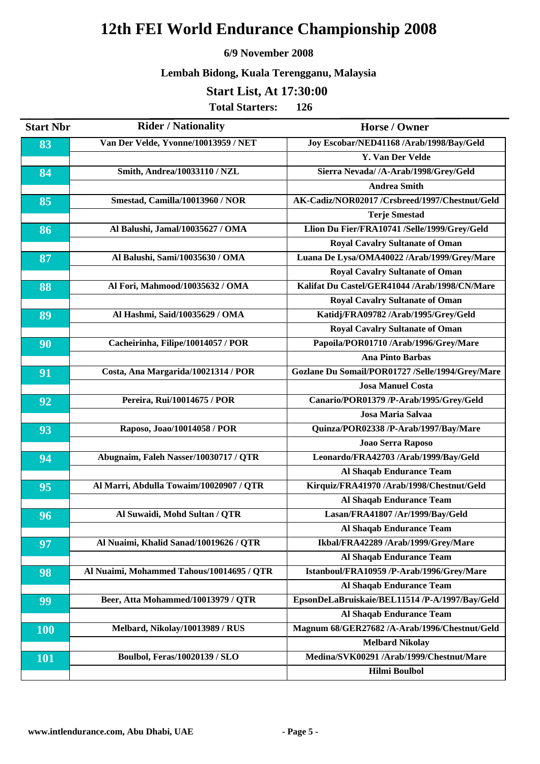# 12th FEI World Endurance Championship 2008

**6/9 November 2008**

**Lembah Bidong, Kuala Terengganu, Malaysia**

## Start List, At 17:30:00

**Total Starters: 126**

| Start Nbr | Rider / Nationality | Horse / Owner |
|---|---|---|
| 83 | Van Der Velde, Yvonne/10013959 / NET | Joy Escobar/NED41168 /Arab/1998/Bay/Geld |
| | | Y. Van Der Velde |
| 84 | Smith, Andrea/10033110 / NZL | Sierra Nevada/ /A-Arab/1998/Grey/Geld |
| | | Andrea Smith |
| 85 | Smestad, Camilla/10013960 / NOR | AK-Cadiz/NOR02017 /Crsbreed/1997/Chestnut/Geld |
| | | Terje Smestad |
| 86 | Al Balushi, Jamal/10035627 / OMA | Llion Du Fier/FRA10741 /Selle/1999/Grey/Geld |
| | | Royal Cavalry Sultanate of Oman |
| 87 | Al Balushi, Sami/10035630 / OMA | Luana De Lysa/OMA40022 /Arab/1999/Grey/Mare |
| | | Royal Cavalry Sultanate of Oman |
| 88 | Al Fori, Mahmood/10035632 / OMA | Kalifat Du Castel/GER41044 /Arab/1998/CN/Mare |
| | | Royal Cavalry Sultanate of Oman |
| 89 | Al Hashmi, Said/10035629 / OMA | Katidj/FRA09782 /Arab/1995/Grey/Geld |
| | | Royal Cavalry Sultanate of Oman |
| 90 | Cacheirinha, Filipe/10014057 / POR | Papoila/POR01710 /Arab/1996/Grey/Mare |
| | | Ana Pinto Barbas |
| 91 | Costa, Ana Margarida/10021314 / POR | Gozlane Du Somail/POR01727 /Selle/1994/Grey/Mare |
| | | Josa Manuel Costa |
| 92 | Pereira, Rui/10014675 / POR | Canario/POR01379 /P-Arab/1995/Grey/Geld |
| | | Josa Maria Salvaa |
| 93 | Raposo, Joao/10014058 / POR | Quinza/POR02338 /P-Arab/1997/Bay/Mare |
| | | Joao Serra Raposo |
| 94 | Abugnaim, Faleh Nasser/10030717 / QTR | Leonardo/FRA42703 /Arab/1999/Bay/Geld |
| | | Al Shaqab Endurance Team |
| 95 | Al Marri, Abdulla Towaim/10020907 / QTR | Kirquiz/FRA41970 /Arab/1998/Chestnut/Geld |
| | | Al Shaqab Endurance Team |
| 96 | Al Suwaidi, Mohd Sultan / QTR | Lasan/FRA41807 /Ar/1999/Bay/Geld |
| | | Al Shaqab Endurance Team |
| 97 | Al Nuaimi, Khalid Sanad/10019626 / QTR | Ikbal/FRA42289 /Arab/1999/Grey/Mare |
| | | Al Shaqab Endurance Team |
| 98 | Al Nuaimi, Mohammed Tahous/10014695 / QTR | Istanboul/FRA10959 /P-Arab/1996/Grey/Mare |
| | | Al Shaqab Endurance Team |
| 99 | Beer, Atta Mohammed/10013979 / QTR | EpsonDeLaBruiskaie/BEL11514 /P-A/1997/Bay/Geld |
| | | Al Shaqab Endurance Team |
| 100 | Melbard, Nikolay/10013989 / RUS | Magnum 68/GER27682 /A-Arab/1996/Chestnut/Geld |
| | | Melbard Nikolay |
| 101 | Boulbol, Feras/10020139 / SLO | Medina/SVK00291 /Arab/1999/Chestnut/Mare |
| | | Hilmi Boulbol |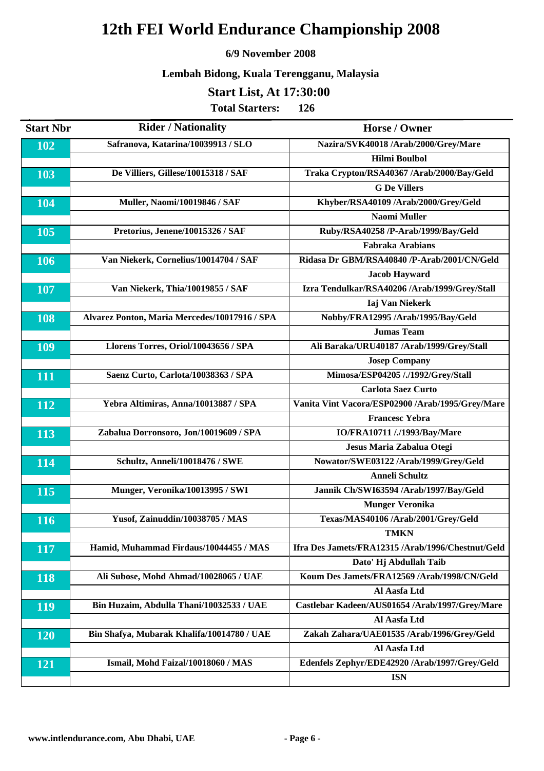# 12th FEI World Endurance Championship 2008

**6/9 November 2008**

**Lembah Bidong, Kuala Terengganu, Malaysia**

## Start List, At 17:30:00

**Total Starters: 126**

| Start Nbr | Rider / Nationality | Horse / Owner |
|---|---|---|
| 102 | Safranova, Katarina/10039913 / SLO | Nazira/SVK40018 /Arab/2000/Grey/Mare |
| | | Hilmi Boulbol |
| 103 | De Villiers, Gillese/10015318 / SAF | Traka Crypton/RSA40367 /Arab/2000/Bay/Geld |
| | | G De Villers |
| 104 | Muller, Naomi/10019846 / SAF | Khyber/RSA40109 /Arab/2000/Grey/Geld |
| | | Naomi Muller |
| 105 | Pretorius, Jenene/10015326 / SAF | Ruby/RSA40258 /P-Arab/1999/Bay/Geld |
| | | Fabraka Arabians |
| 106 | Van Niekerk, Cornelius/10014704 / SAF | Ridasa Dr GBM/RSA40840 /P-Arab/2001/CN/Geld |
| | | Jacob Hayward |
| 107 | Van Niekerk, Thia/10019855 / SAF | Izra Tendulkar/RSA40206 /Arab/1999/Grey/Stall |
| | | Iaj Van Niekerk |
| 108 | Alvarez Ponton, Maria Mercedes/10017916 / SPA | Nobby/FRA12995 /Arab/1995/Bay/Geld |
| | | Jumas Team |
| 109 | Llorens Torres, Oriol/10043656 / SPA | Ali Baraka/URU40187 /Arab/1999/Grey/Stall |
| | | Josep Company |
| 111 | Saenz Curto, Carlota/10038363 / SPA | Mimosa/ESP04205 /./1992/Grey/Stall |
| | | Carlota Saez Curto |
| 112 | Yebra Altimiras, Anna/10013887 / SPA | Vanita Vint Vacora/ESP02900 /Arab/1995/Grey/Mare |
| | | Francesc Yebra |
| 113 | Zabalua Dorronsoro, Jon/10019609 / SPA | IO/FRA10711 /./1993/Bay/Mare |
| | | Jesus Maria Zabalua Otegi |
| 114 | Schultz, Anneli/10018476 / SWE | Nowator/SWE03122 /Arab/1999/Grey/Geld |
| | | Anneli Schultz |
| 115 | Munger, Veronika/10013995 / SWI | Jannik Ch/SWI63594 /Arab/1997/Bay/Geld |
| | | Munger Veronika |
| 116 | Yusof, Zainuddin/10038705 / MAS | Texas/MAS40106 /Arab/2001/Grey/Geld |
| | | TMKN |
| 117 | Hamid, Muhammad Firdaus/10044455 / MAS | Ifra Des Jamets/FRA12315 /Arab/1996/Chestnut/Geld |
| | | Dato' Hj Abdullah Taib |
| 118 | Ali Subose, Mohd Ahmad/10028065 / UAE | Koum Des Jamets/FRA12569 /Arab/1998/CN/Geld |
| | | Al Aasfa Ltd |
| 119 | Bin Huzaim, Abdulla Thani/10032533 / UAE | Castlebar Kadeen/AUS01654 /Arab/1997/Grey/Mare |
| | | Al Aasfa Ltd |
| 120 | Bin Shafya, Mubarak Khalifa/10014780 / UAE | Zakah Zahara/UAE01535 /Arab/1996/Grey/Geld |
| | | Al Aasfa Ltd |
| 121 | Ismail, Mohd Faizal/10018060 / MAS | Edenfels Zephyr/EDE42920 /Arab/1997/Grey/Geld |
| | | ISN |

www.intlendurance.com, Abu Dhabi, UAE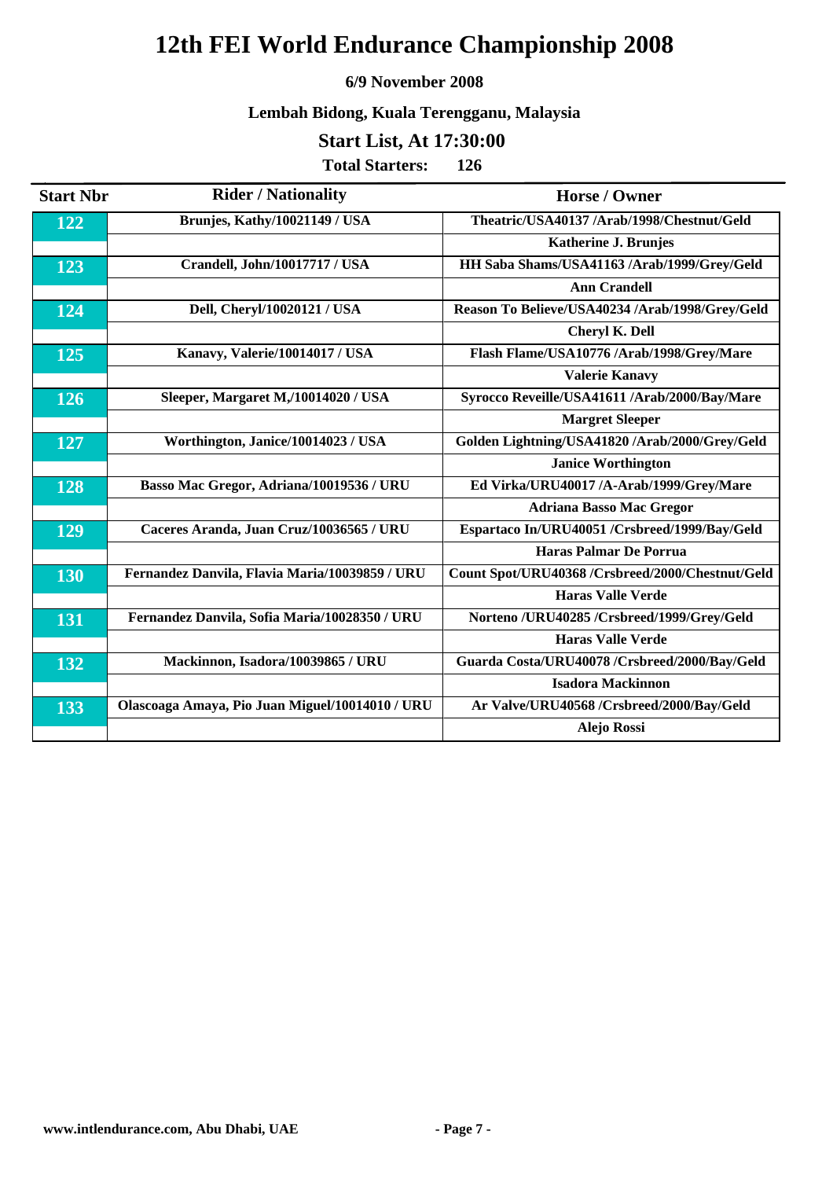# 12th FEI World Endurance Championship 2008

**6/9 November 2008**

**Lembah Bidong, Kuala Terengganu, Malaysia**

## Start List, At 17:30:00

**Total Starters: 126**

| Start Nbr | Rider / Nationality | Horse / Owner |
|---|---|---|
| 122 | Brunjes, Kathy/10021149 / USA | Theatric/USA40137 /Arab/1998/Chestnut/Geld |
| | | Katherine J. Brunjes |
| 123 | Crandell, John/10017717 / USA | HH Saba Shams/USA41163 /Arab/1999/Grey/Geld |
| | | Ann Crandell |
| 124 | Dell, Cheryl/10020121 / USA | Reason To Believe/USA40234 /Arab/1998/Grey/Geld |
| | | Cheryl K. Dell |
| 125 | Kanavy, Valerie/10014017 / USA | Flash Flame/USA10776 /Arab/1998/Grey/Mare |
| | | Valerie Kanavy |
| 126 | Sleeper, Margaret M,/10014020 / USA | Syrocco Reveille/USA41611 /Arab/2000/Bay/Mare |
| | | Margret Sleeper |
| 127 | Worthington, Janice/10014023 / USA | Golden Lightning/USA41820 /Arab/2000/Grey/Geld |
| | | Janice Worthington |
| 128 | Basso Mac Gregor, Adriana/10019536 / URU | Ed Virka/URU40017 /A-Arab/1999/Grey/Mare |
| | | Adriana Basso Mac Gregor |
| 129 | Caceres Aranda, Juan Cruz/10036565 / URU | Espartaco In/URU40051 /Crsbreed/1999/Bay/Geld |
| | | Haras Palmar De Porrua |
| 130 | Fernandez Danvila, Flavia Maria/10039859 / URU | Count Spot/URU40368 /Crsbreed/2000/Chestnut/Geld |
| | | Haras Valle Verde |
| 131 | Fernandez Danvila, Sofia Maria/10028350 / URU | Norteno /URU40285 /Crsbreed/1999/Grey/Geld |
| | | Haras Valle Verde |
| 132 | Mackinnon, Isadora/10039865 / URU | Guarda Costa/URU40078 /Crsbreed/2000/Bay/Geld |
| | | Isadora Mackinnon |
| 133 | Olascoaga Amaya, Pio Juan Miguel/10014010 / URU | Ar Valve/URU40568 /Crsbreed/2000/Bay/Geld |
| | | Alejo Rossi |

www.intlendurance.com, Abu Dhabi, UAE